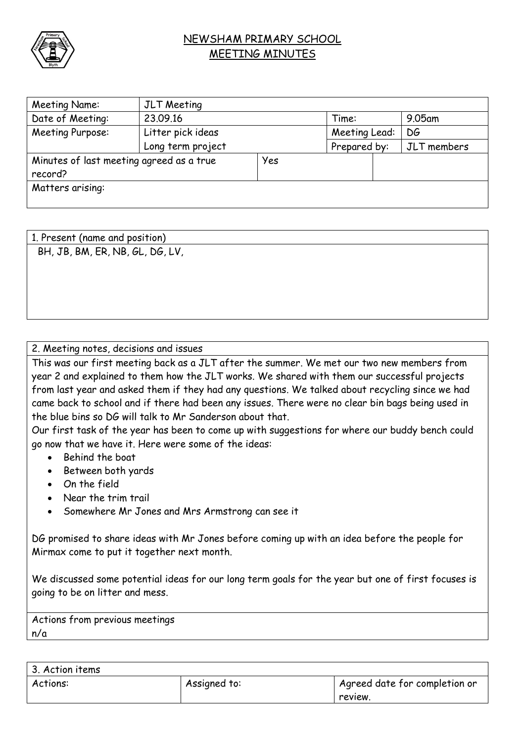# NEWSHAM PRIMARY SCHOOL
## MEETING MINUTES

| Meeting Name: | JLT Meeting | | | |
|---|---|---|---|---|
| Date of Meeting: | 23.09.16 | | Time: | 9.05am |
| Meeting Purpose: | Litter pick ideas<br>Long term project | | Meeting Lead:<br>Prepared by: | DG<br>JLT members |
| Minutes of last meeting agreed as a true record? | | Yes | | |
| Matters arising: | | | | |

| 1. Present (name and position) |
|---|
| BH, JB, BM, ER, NB, GL, DG, LV, |

| 2. Meeting notes, decisions and issues |
|---|

This was our first meeting back as a JLT after the summer. We met our two new members from year 2 and explained to them how the JLT works. We shared with them our successful projects from last year and asked them if they had any questions. We talked about recycling since we had came back to school and if there had been any issues. There were no clear bin bags being used in the blue bins so DG will talk to Mr Sanderson about that.

Our first task of the year has been to come up with suggestions for where our buddy bench could go now that we have it. Here were some of the ideas:

- Behind the boat
- Between both yards
- On the field
- Near the trim trail
- Somewhere Mr Jones and Mrs Armstrong can see it

DG promised to share ideas with Mr Jones before coming up with an idea before the people for Mirmax come to put it together next month.

We discussed some potential ideas for our long term goals for the year but one of first focuses is going to be on litter and mess.

Actions from previous meetings
n/a

| 3. Action items | | |
|---|---|---|
| Actions: | Assigned to: | Agreed date for completion or review. |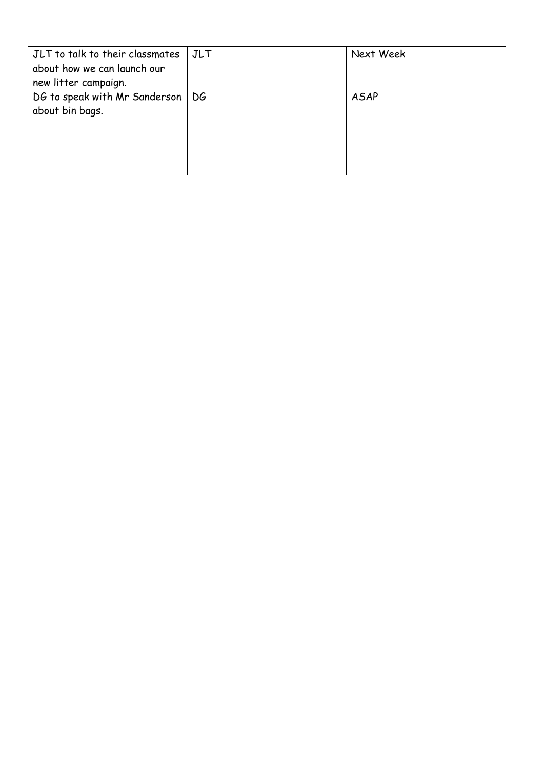| | | |
|---|---|---|
| JLT to talk to their classmates about how we can launch our new litter campaign. | JLT | Next Week |
| DG to speak with Mr Sanderson about bin bags. | DG | ASAP |
| | | |
| | | |